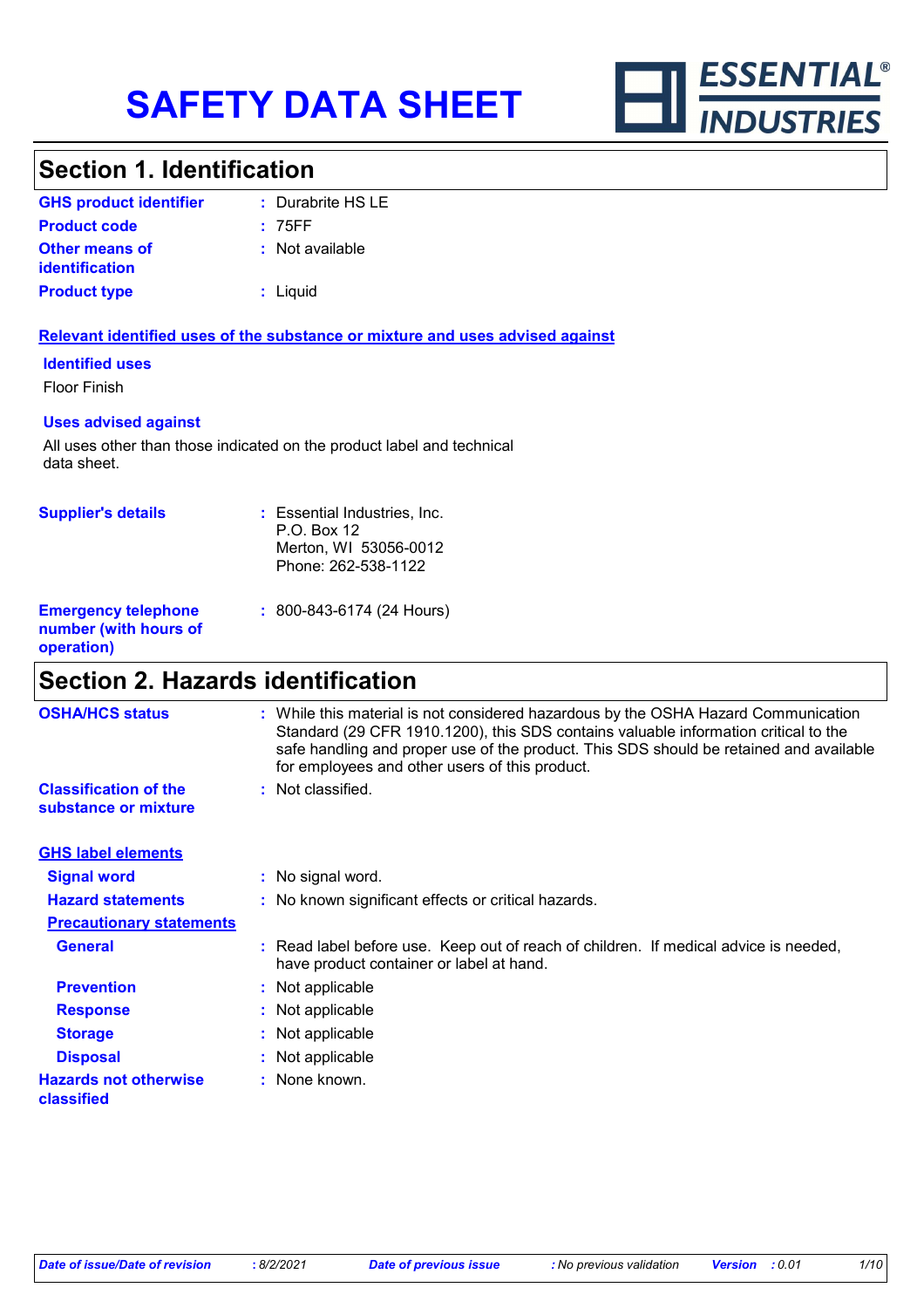# SAFETY DATA SHEET

ESSENTIAL® INDUSTRIES

## Section 1. Identification

**GHS product identifier** : Durabrite HS LE

**Product code** : 75FF

**Other means of identification** : Not available

**Product type** : Liquid

**Relevant identified uses of the substance or mixture and uses advised against**

**Identified uses**

Floor Finish

**Uses advised against**

All uses other than those indicated on the product label and technical data sheet.

**Supplier's details** : Essential Industries, Inc.
P.O. Box 12
Merton, WI 53056-0012
Phone: 262-538-1122

**Emergency telephone number (with hours of operation)** : 800-843-6174 (24 Hours)

## Section 2. Hazards identification

**OSHA/HCS status** : While this material is not considered hazardous by the OSHA Hazard Communication Standard (29 CFR 1910.1200), this SDS contains valuable information critical to the safe handling and proper use of the product. This SDS should be retained and available for employees and other users of this product.

**Classification of the substance or mixture** : Not classified.

**GHS label elements**

**Signal word** : No signal word.

**Hazard statements** : No known significant effects or critical hazards.

**Precautionary statements**

**General** : Read label before use. Keep out of reach of children. If medical advice is needed, have product container or label at hand.

**Prevention** : Not applicable

**Response** : Not applicable

**Storage** : Not applicable

**Disposal** : Not applicable

**Hazards not otherwise classified** : None known.

*Date of issue/Date of revision* : 8/2/2021 *Date of previous issue* : No previous validation *Version* : 0.01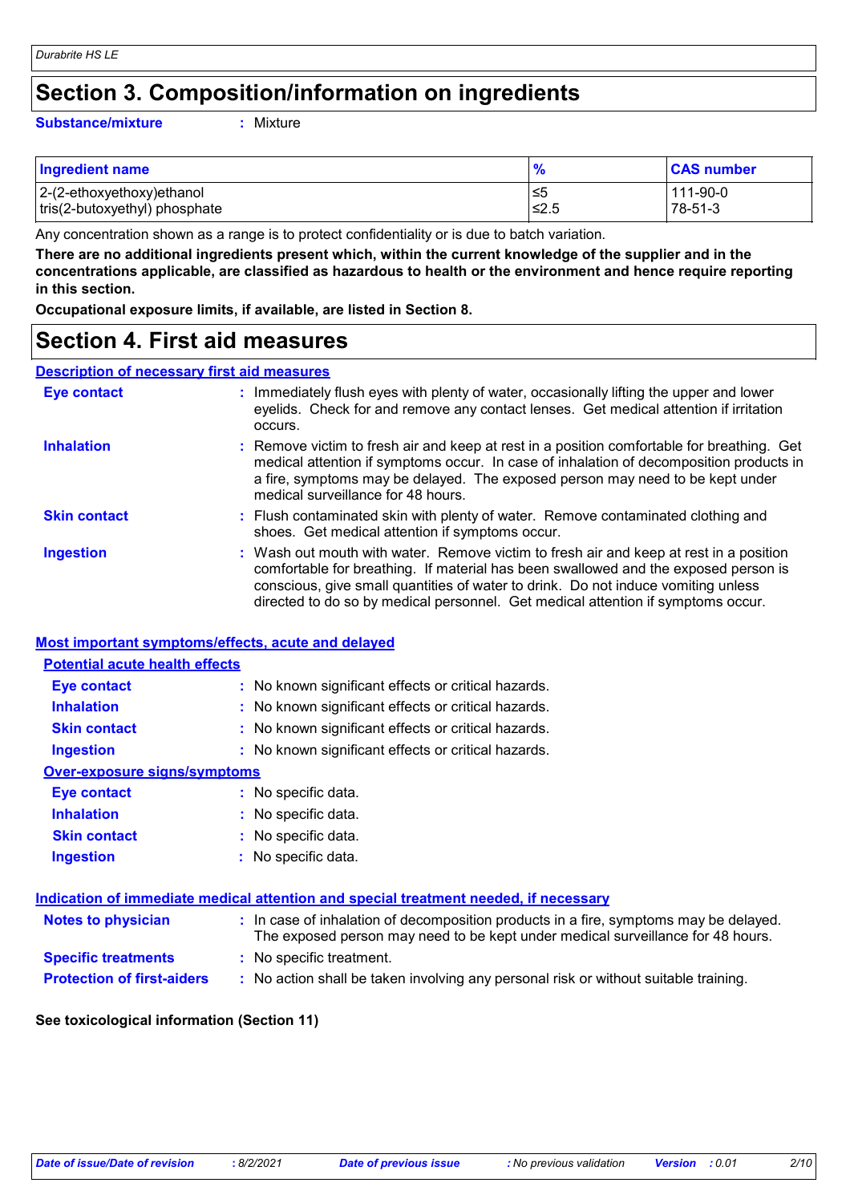# Section 3. Composition/information on ingredients

**Substance/mixture** : Mixture

| Ingredient name | % | CAS number |
|---|---|---|
| 2-(2-ethoxyethoxy)ethanol | ≤5 | 111-90-0 |
| tris(2-butoxyethyl) phosphate | ≤2.5 | 78-51-3 |

Any concentration shown as a range is to protect confidentiality or is due to batch variation.

**There are no additional ingredients present which, within the current knowledge of the supplier and in the concentrations applicable, are classified as hazardous to health or the environment and hence require reporting in this section.**

**Occupational exposure limits, if available, are listed in Section 8.**

# Section 4. First aid measures

## Description of necessary first aid measures

**Eye contact** : Immediately flush eyes with plenty of water, occasionally lifting the upper and lower eyelids. Check for and remove any contact lenses. Get medical attention if irritation occurs.

**Inhalation** : Remove victim to fresh air and keep at rest in a position comfortable for breathing. Get medical attention if symptoms occur. In case of inhalation of decomposition products in a fire, symptoms may be delayed. The exposed person may need to be kept under medical surveillance for 48 hours.

**Skin contact** : Flush contaminated skin with plenty of water. Remove contaminated clothing and shoes. Get medical attention if symptoms occur.

**Ingestion** : Wash out mouth with water. Remove victim to fresh air and keep at rest in a position comfortable for breathing. If material has been swallowed and the exposed person is conscious, give small quantities of water to drink. Do not induce vomiting unless directed to do so by medical personnel. Get medical attention if symptoms occur.

## Most important symptoms/effects, acute and delayed

### Potential acute health effects

**Eye contact** : No known significant effects or critical hazards.

**Inhalation** : No known significant effects or critical hazards.

**Skin contact** : No known significant effects or critical hazards.

**Ingestion** : No known significant effects or critical hazards.

### Over-exposure signs/symptoms

**Eye contact** : No specific data.

**Inhalation** : No specific data.

**Skin contact** : No specific data.

**Ingestion** : No specific data.

## Indication of immediate medical attention and special treatment needed, if necessary

**Notes to physician** : In case of inhalation of decomposition products in a fire, symptoms may be delayed. The exposed person may need to be kept under medical surveillance for 48 hours.

**Specific treatments** : No specific treatment.

**Protection of first-aiders** : No action shall be taken involving any personal risk or without suitable training.

**See toxicological information (Section 11)**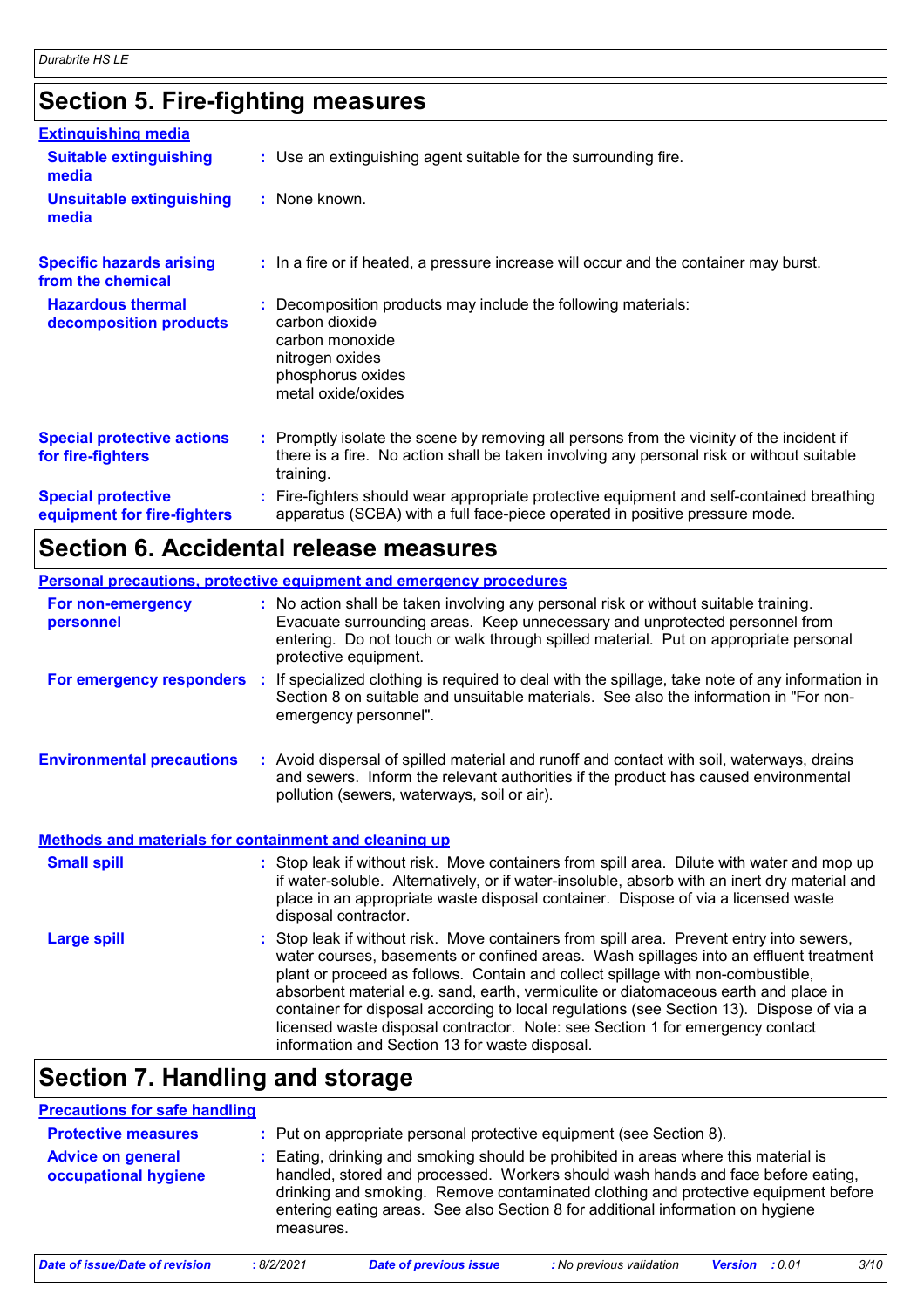# Section 5. Fire-fighting measures

**Extinguishing media**

**Suitable extinguishing media** : Use an extinguishing agent suitable for the surrounding fire.

**Unsuitable extinguishing media** : None known.

**Specific hazards arising from the chemical** : In a fire or if heated, a pressure increase will occur and the container may burst.

**Hazardous thermal decomposition products** : Decomposition products may include the following materials:
carbon dioxide
carbon monoxide
nitrogen oxides
phosphorus oxides
metal oxide/oxides

**Special protective actions for fire-fighters** : Promptly isolate the scene by removing all persons from the vicinity of the incident if there is a fire. No action shall be taken involving any personal risk or without suitable training.

**Special protective equipment for fire-fighters** : Fire-fighters should wear appropriate protective equipment and self-contained breathing apparatus (SCBA) with a full face-piece operated in positive pressure mode.

# Section 6. Accidental release measures

**Personal precautions, protective equipment and emergency procedures**

**For non-emergency personnel** : No action shall be taken involving any personal risk or without suitable training. Evacuate surrounding areas. Keep unnecessary and unprotected personnel from entering. Do not touch or walk through spilled material. Put on appropriate personal protective equipment.

**For emergency responders** : If specialized clothing is required to deal with the spillage, take note of any information in Section 8 on suitable and unsuitable materials. See also the information in "For non-emergency personnel".

**Environmental precautions** : Avoid dispersal of spilled material and runoff and contact with soil, waterways, drains and sewers. Inform the relevant authorities if the product has caused environmental pollution (sewers, waterways, soil or air).

**Methods and materials for containment and cleaning up**

**Small spill** : Stop leak if without risk. Move containers from spill area. Dilute with water and mop up if water-soluble. Alternatively, or if water-insoluble, absorb with an inert dry material and place in an appropriate waste disposal container. Dispose of via a licensed waste disposal contractor.

**Large spill** : Stop leak if without risk. Move containers from spill area. Prevent entry into sewers, water courses, basements or confined areas. Wash spillages into an effluent treatment plant or proceed as follows. Contain and collect spillage with non-combustible, absorbent material e.g. sand, earth, vermiculite or diatomaceous earth and place in container for disposal according to local regulations (see Section 13). Dispose of via a licensed waste disposal contractor. Note: see Section 1 for emergency contact information and Section 13 for waste disposal.

# Section 7. Handling and storage

**Precautions for safe handling**

**Protective measures** : Put on appropriate personal protective equipment (see Section 8).

**Advice on general occupational hygiene** : Eating, drinking and smoking should be prohibited in areas where this material is handled, stored and processed. Workers should wash hands and face before eating, drinking and smoking. Remove contaminated clothing and protective equipment before entering eating areas. See also Section 8 for additional information on hygiene measures.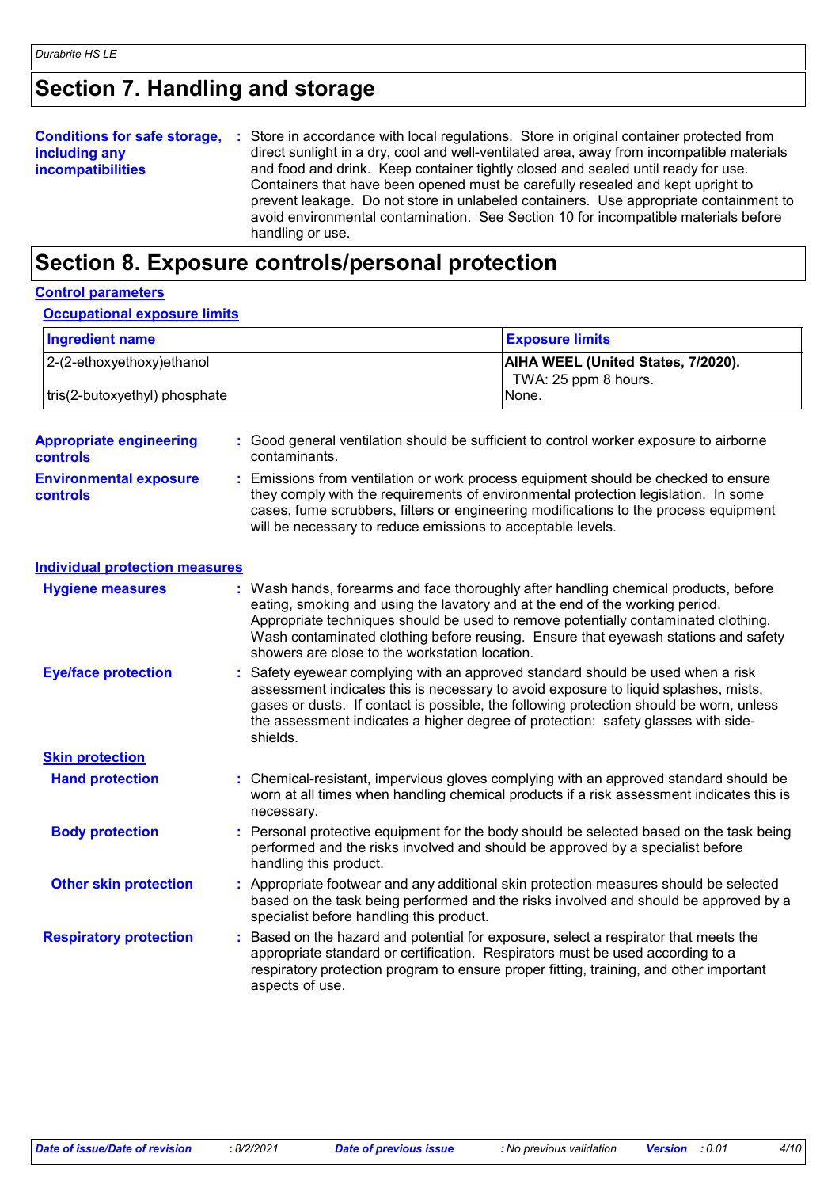## Section 7. Handling and storage

**Conditions for safe storage, including any incompatibilities** : Store in accordance with local regulations. Store in original container protected from direct sunlight in a dry, cool and well-ventilated area, away from incompatible materials and food and drink. Keep container tightly closed and sealed until ready for use. Containers that have been opened must be carefully resealed and kept upright to prevent leakage. Do not store in unlabeled containers. Use appropriate containment to avoid environmental contamination. See Section 10 for incompatible materials before handling or use.

## Section 8. Exposure controls/personal protection

### Control parameters

#### Occupational exposure limits

| Ingredient name | Exposure limits |
| --- | --- |
| 2-(2-ethoxyethoxy)ethanol | **AIHA WEEL (United States, 7/2020).** TWA: 25 ppm 8 hours. |
| tris(2-butoxyethyl) phosphate | None. |

**Appropriate engineering controls** : Good general ventilation should be sufficient to control worker exposure to airborne contaminants.

**Environmental exposure controls** : Emissions from ventilation or work process equipment should be checked to ensure they comply with the requirements of environmental protection legislation. In some cases, fume scrubbers, filters or engineering modifications to the process equipment will be necessary to reduce emissions to acceptable levels.

### Individual protection measures

**Hygiene measures** : Wash hands, forearms and face thoroughly after handling chemical products, before eating, smoking and using the lavatory and at the end of the working period. Appropriate techniques should be used to remove potentially contaminated clothing. Wash contaminated clothing before reusing. Ensure that eyewash stations and safety showers are close to the workstation location.

**Eye/face protection** : Safety eyewear complying with an approved standard should be used when a risk assessment indicates this is necessary to avoid exposure to liquid splashes, mists, gases or dusts. If contact is possible, the following protection should be worn, unless the assessment indicates a higher degree of protection: safety glasses with side-shields.

**Skin protection**

**Hand protection** : Chemical-resistant, impervious gloves complying with an approved standard should be worn at all times when handling chemical products if a risk assessment indicates this is necessary.

**Body protection** : Personal protective equipment for the body should be selected based on the task being performed and the risks involved and should be approved by a specialist before handling this product.

**Other skin protection** : Appropriate footwear and any additional skin protection measures should be selected based on the task being performed and the risks involved and should be approved by a specialist before handling this product.

**Respiratory protection** : Based on the hazard and potential for exposure, select a respirator that meets the appropriate standard or certification. Respirators must be used according to a respiratory protection program to ensure proper fitting, training, and other important aspects of use.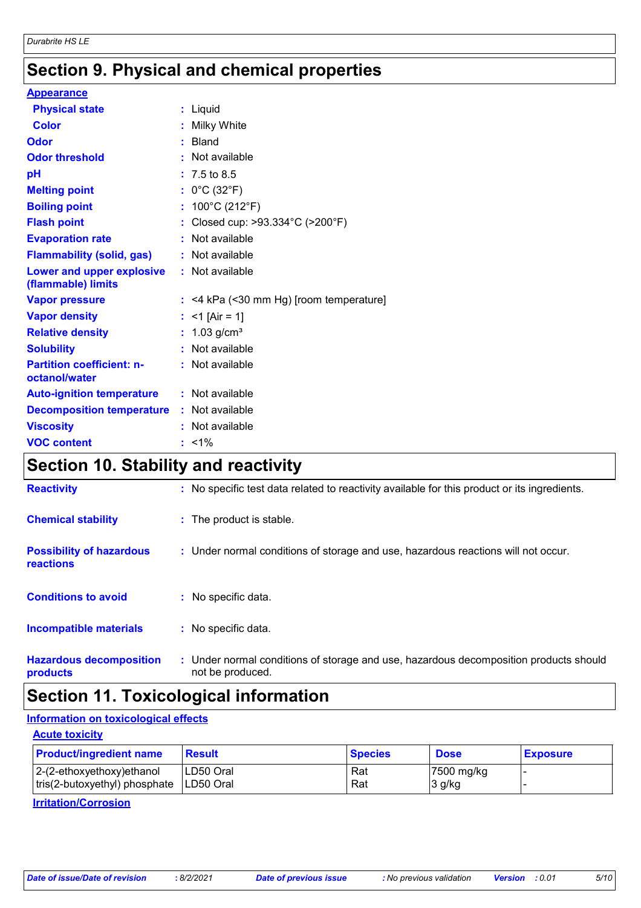# Section 9. Physical and chemical properties

**Appearance**

| | |
|---|---|
| **Physical state** | : Liquid |
| **Color** | : Milky White |
| **Odor** | : Bland |
| **Odor threshold** | : Not available |
| **pH** | : 7.5 to 8.5 |
| **Melting point** | : 0°C (32°F) |
| **Boiling point** | : 100°C (212°F) |
| **Flash point** | : Closed cup: >93.334°C (>200°F) |
| **Evaporation rate** | : Not available |
| **Flammability (solid, gas)** | : Not available |
| **Lower and upper explosive (flammable) limits** | : Not available |
| **Vapor pressure** | : <4 kPa (<30 mm Hg) [room temperature] |
| **Vapor density** | : <1 [Air = 1] |
| **Relative density** | : 1.03 g/cm³ |
| **Solubility** | : Not available |
| **Partition coefficient: n-octanol/water** | : Not available |
| **Auto-ignition temperature** | : Not available |
| **Decomposition temperature** | : Not available |
| **Viscosity** | : Not available |
| **VOC content** | : <1% |

# Section 10. Stability and reactivity

| | |
|---|---|
| **Reactivity** | : No specific test data related to reactivity available for this product or its ingredients. |
| **Chemical stability** | : The product is stable. |
| **Possibility of hazardous reactions** | : Under normal conditions of storage and use, hazardous reactions will not occur. |
| **Conditions to avoid** | : No specific data. |
| **Incompatible materials** | : No specific data. |
| **Hazardous decomposition products** | : Under normal conditions of storage and use, hazardous decomposition products should not be produced. |

# Section 11. Toxicological information

**Information on toxicological effects**

**Acute toxicity**

| Product/ingredient name | Result | Species | Dose | Exposure |
|---|---|---|---|---|
| 2-(2-ethoxyethoxy)ethanol | LD50 Oral | Rat | 7500 mg/kg | - |
| tris(2-butoxyethyl) phosphate | LD50 Oral | Rat | 3 g/kg | - |

**Irritation/Corrosion**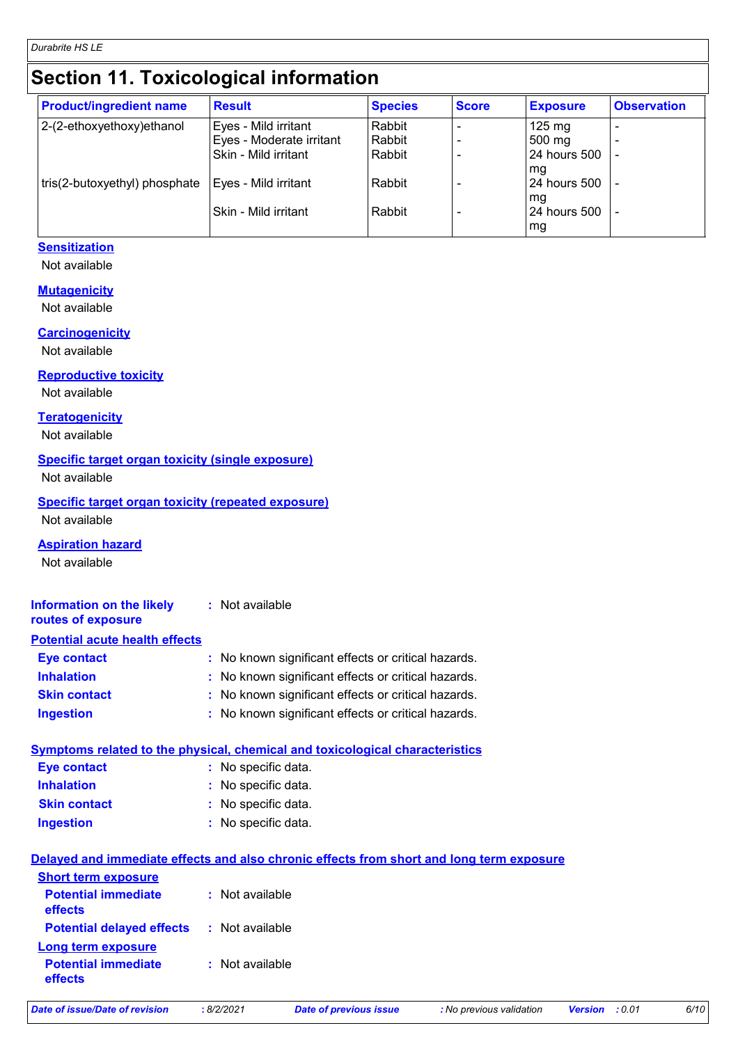# Section 11. Toxicological information

| Product/ingredient name | Result | Species | Score | Exposure | Observation |
|---|---|---|---|---|---|
| 2-(2-ethoxyethoxy)ethanol | Eyes - Mild irritant | Rabbit | - | 125 mg | - |
| | Eyes - Moderate irritant | Rabbit | - | 500 mg | - |
| | Skin - Mild irritant | Rabbit | - | 24 hours 500 mg | - |
| tris(2-butoxyethyl) phosphate | Eyes - Mild irritant | Rabbit | - | 24 hours 500 mg | - |
| | Skin - Mild irritant | Rabbit | - | 24 hours 500 mg | - |

**Sensitization**

Not available

**Mutagenicity**

Not available

**Carcinogenicity**

Not available

**Reproductive toxicity**

Not available

**Teratogenicity**

Not available

**Specific target organ toxicity (single exposure)**

Not available

**Specific target organ toxicity (repeated exposure)**

Not available

**Aspiration hazard**

Not available

**Information on the likely routes of exposure** : Not available

**Potential acute health effects**

**Eye contact** : No known significant effects or critical hazards.

**Inhalation** : No known significant effects or critical hazards.

**Skin contact** : No known significant effects or critical hazards.

**Ingestion** : No known significant effects or critical hazards.

**Symptoms related to the physical, chemical and toxicological characteristics**

**Eye contact** : No specific data.

**Inhalation** : No specific data.

**Skin contact** : No specific data.

**Ingestion** : No specific data.

**Delayed and immediate effects and also chronic effects from short and long term exposure**

**Short term exposure**

**Potential immediate effects** : Not available

**Potential delayed effects** : Not available

**Long term exposure**

**Potential immediate effects** : Not available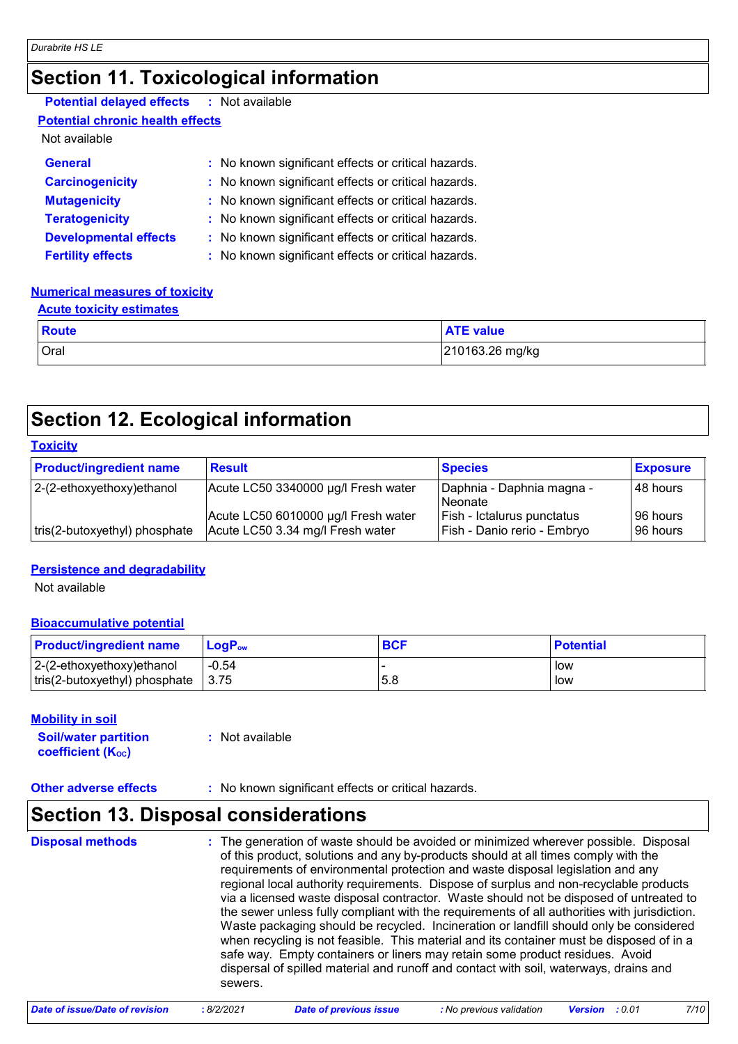# Section 11. Toxicological information

**Potential delayed effects** : Not available

**Potential chronic health effects**

Not available

**General** : No known significant effects or critical hazards.

**Carcinogenicity** : No known significant effects or critical hazards.

**Mutagenicity** : No known significant effects or critical hazards.

**Teratogenicity** : No known significant effects or critical hazards.

**Developmental effects** : No known significant effects or critical hazards.

**Fertility effects** : No known significant effects or critical hazards.

**Numerical measures of toxicity**

**Acute toxicity estimates**

| Route | ATE value |
| --- | --- |
| Oral | 210163.26 mg/kg |

# Section 12. Ecological information

**Toxicity**

| Product/ingredient name | Result | Species | Exposure |
| --- | --- | --- | --- |
| 2-(2-ethoxyethoxy)ethanol | Acute LC50 3340000 µg/l Fresh water | Daphnia - Daphnia magna - Neonate | 48 hours |
| | Acute LC50 6010000 µg/l Fresh water | Fish - Ictalurus punctatus | 96 hours |
| tris(2-butoxyethyl) phosphate | Acute LC50 3.34 mg/l Fresh water | Fish - Danio rerio - Embryo | 96 hours |

**Persistence and degradability**

Not available

**Bioaccumulative potential**

| Product/ingredient name | $LogP_{ow}$ | BCF | Potential |
| --- | --- | --- | --- |
| 2-(2-ethoxyethoxy)ethanol | -0.54 | - | low |
| tris(2-butoxyethyl) phosphate | 3.75 | 5.8 | low |

**Mobility in soil**

**Soil/water partition coefficient ($K_{OC}$)** : Not available

**Other adverse effects** : No known significant effects or critical hazards.

# Section 13. Disposal considerations

**Disposal methods** : The generation of waste should be avoided or minimized wherever possible. Disposal of this product, solutions and any by-products should at all times comply with the requirements of environmental protection and waste disposal legislation and any regional local authority requirements. Dispose of surplus and non-recyclable products via a licensed waste disposal contractor. Waste should not be disposed of untreated to the sewer unless fully compliant with the requirements of all authorities with jurisdiction. Waste packaging should be recycled. Incineration or landfill should only be considered when recycling is not feasible. This material and its container must be disposed of in a safe way. Empty containers or liners may retain some product residues. Avoid dispersal of spilled material and runoff and contact with soil, waterways, drains and sewers.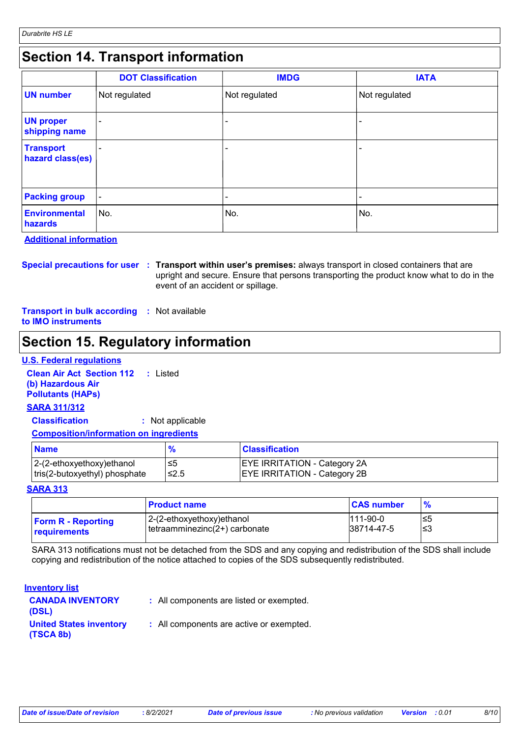## Section 14. Transport information

| | DOT Classification | IMDG | IATA |
|---|---|---|---|
| **UN number** | Not regulated | Not regulated | Not regulated |
| **UN proper shipping name** | - | - | - |
| **Transport hazard class(es)** | - | - | - |
| **Packing group** | - | - | - |
| **Environmental hazards** | No. | No. | No. |

**Additional information**

**Special precautions for user** : **Transport within user's premises:** always transport in closed containers that are upright and secure. Ensure that persons transporting the product know what to do in the event of an accident or spillage.

**Transport in bulk according to IMO instruments** : Not available

## Section 15. Regulatory information

**U.S. Federal regulations**

**Clean Air Act Section 112 (b) Hazardous Air Pollutants (HAPs)** : Listed

**SARA 311/312**

**Classification** : Not applicable

**Composition/information on ingredients**

| Name | % | Classification |
|---|---|---|
| 2-(2-ethoxyethoxy)ethanol | ≤5 | EYE IRRITATION - Category 2A |
| tris(2-butoxyethyl) phosphate | ≤2.5 | EYE IRRITATION - Category 2B |

**SARA 313**

| | Product name | CAS number | % |
|---|---|---|---|
| **Form R - Reporting requirements** | 2-(2-ethoxyethoxy)ethanol | 111-90-0 | ≤5 |
| | tetraamminezinc(2+) carbonate | 38714-47-5 | ≤3 |

SARA 313 notifications must not be detached from the SDS and any copying and redistribution of the SDS shall include copying and redistribution of the notice attached to copies of the SDS subsequently redistributed.

**Inventory list**

**CANADA INVENTORY (DSL)** : All components are listed or exempted.

**United States inventory (TSCA 8b)** : All components are active or exempted.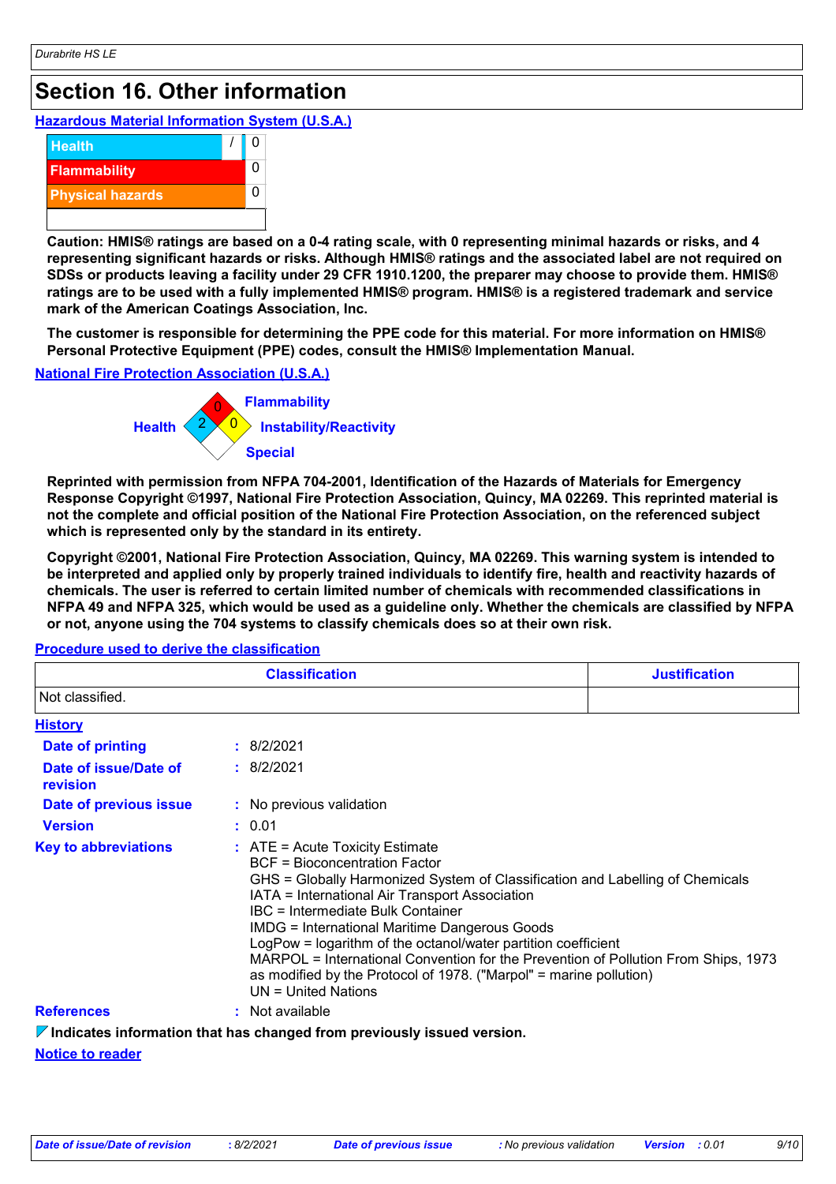## Section 16. Other information

**Hazardous Material Information System (U.S.A.)**

| | |
|---|---|
| Health | / 0 |
| Flammability | 0 |
| Physical hazards | 0 |
| | |

**Caution: HMIS® ratings are based on a 0-4 rating scale, with 0 representing minimal hazards or risks, and 4 representing significant hazards or risks. Although HMIS® ratings and the associated label are not required on SDSs or products leaving a facility under 29 CFR 1910.1200, the preparer may choose to provide them. HMIS® ratings are to be used with a fully implemented HMIS® program. HMIS® is a registered trademark and service mark of the American Coatings Association, Inc.**

**The customer is responsible for determining the PPE code for this material. For more information on HMIS® Personal Protective Equipment (PPE) codes, consult the HMIS® Implementation Manual.**

**National Fire Protection Association (U.S.A.)**

- Health: 2
- Flammability: 0
- Instability/Reactivity: 0
- Special:

**Reprinted with permission from NFPA 704-2001, Identification of the Hazards of Materials for Emergency Response Copyright ©1997, National Fire Protection Association, Quincy, MA 02269. This reprinted material is not the complete and official position of the National Fire Protection Association, on the referenced subject which is represented only by the standard in its entirety.**

**Copyright ©2001, National Fire Protection Association, Quincy, MA 02269. This warning system is intended to be interpreted and applied only by properly trained individuals to identify fire, health and reactivity hazards of chemicals. The user is referred to certain limited number of chemicals with recommended classifications in NFPA 49 and NFPA 325, which would be used as a guideline only. Whether the chemicals are classified by NFPA or not, anyone using the 704 systems to classify chemicals does so at their own risk.**

**Procedure used to derive the classification**

| Classification | Justification |
|---|---|
| Not classified. | |

**History**

**Date of printing** : 8/2/2021

**Date of issue/Date of revision** : 8/2/2021

**Date of previous issue** : No previous validation

**Version** : 0.01

**Key to abbreviations** :
ATE = Acute Toxicity Estimate
BCF = Bioconcentration Factor
GHS = Globally Harmonized System of Classification and Labelling of Chemicals
IATA = International Air Transport Association
IBC = Intermediate Bulk Container
IMDG = International Maritime Dangerous Goods
LogPow = logarithm of the octanol/water partition coefficient
MARPOL = International Convention for the Prevention of Pollution From Ships, 1973 as modified by the Protocol of 1978. ("Marpol" = marine pollution)
UN = United Nations

**References** : Not available

**Indicates information that has changed from previously issued version.**

**Notice to reader**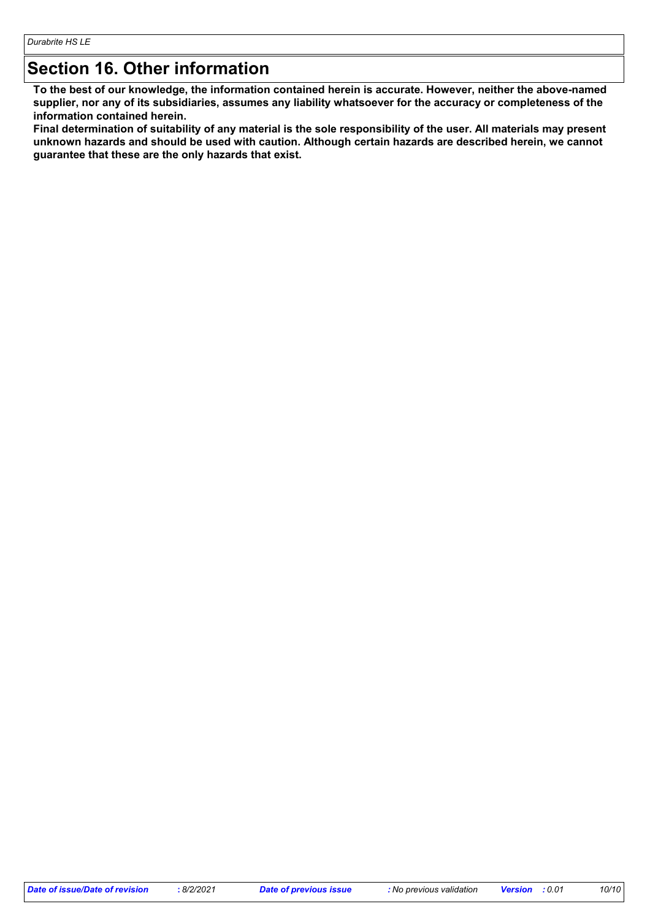## Section 16. Other information

**To the best of our knowledge, the information contained herein is accurate. However, neither the above-named supplier, nor any of its subsidiaries, assumes any liability whatsoever for the accuracy or completeness of the information contained herein.**

**Final determination of suitability of any material is the sole responsibility of the user. All materials may present unknown hazards and should be used with caution. Although certain hazards are described herein, we cannot guarantee that these are the only hazards that exist.**